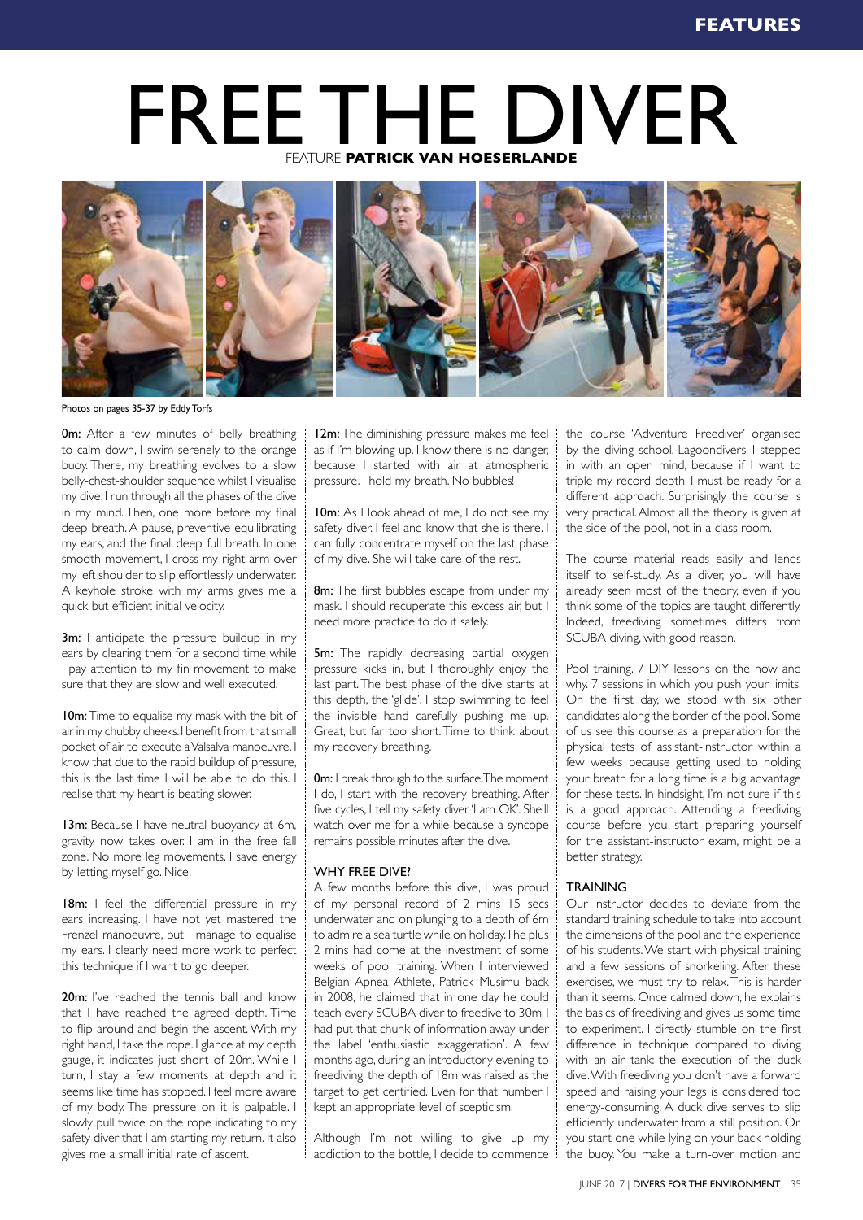# FREE THE DIVER

FEATURE **PATRICK VAN HOESERLANDE**

Photos on pages 35-37 by Eddy Torfs

**0m:** After a few minutes of belly breathing to calm down, I swim serenely to the orange buoy. There, my breathing evolves to a slow belly-chest-shoulder sequence whilst I visualise my dive. I run through all the phases of the dive in my mind. Then, one more before my final deep breath. A pause, preventive equilibrating my ears, and the final, deep, full breath. In one smooth movement, I cross my right arm over my left shoulder to slip effortlessly underwater. A keyhole stroke with my arms gives me a quick but efficient initial velocity.

**3m:** I anticipate the pressure buildup in my ears by clearing them for a second time while I pay attention to my fin movement to make sure that they are slow and well executed.

**10m:** Time to equalise my mask with the bit of air in my chubby cheeks. I benefit from that small pocket of air to execute a Valsalva manoeuvre. I know that due to the rapid buildup of pressure, this is the last time I will be able to do this. I realise that my heart is beating slower.

**13m:** Because I have neutral buoyancy at 6m, gravity now takes over. I am in the free fall zone. No more leg movements. I save energy by letting myself go. Nice.

**18m:** I feel the differential pressure in my ears increasing. I have not yet mastered the Frenzel manoeuvre, but I manage to equalise my ears. I clearly need more work to perfect this technique if I want to go deeper.

**20m:** I've reached the tennis ball and know that I have reached the agreed depth. Time to flip around and begin the ascent. With my right hand, I take the rope. I glance at my depth gauge, it indicates just short of 20m. While I turn, I stay a few moments at depth and it seems like time has stopped. I feel more aware of my body. The pressure on it is palpable. I slowly pull twice on the rope indicating to my safety diver that I am starting my return. It also gives me a small initial rate of ascent.

**12m:** The diminishing pressure makes me feel as if I'm blowing up. I know there is no danger, because I started with air at atmospheric pressure. I hold my breath. No bubbles!

**10m:** As I look ahead of me, I do not see my safety diver. I feel and know that she is there. I can fully concentrate myself on the last phase of my dive. She will take care of the rest.

**8m:** The first bubbles escape from under my mask. I should recuperate this excess air, but I need more practice to do it safely.

**5m:** The rapidly decreasing partial oxygen pressure kicks in, but I thoroughly enjoy the last part. The best phase of the dive starts at this depth, the 'glide'. I stop swimming to feel the invisible hand carefully pushing me up. Time to think about my recovery breathing.

**0m:** I break through to the surface. The moment I do, I start with the recovery breathing. After five cycles, I tell my safety diver 'I am OK'. She'll watch over me for a while because a syncope remains possible minutes after the dive.

## WHY FREE DIVE?

A few months before this dive, I was proud of my personal record of 2 mins 15 secs underwater and on plunging to a depth of 6m to admire a sea turtle while on holiday. The plus 2 mins had come at the investment of some weeks of pool training. When I interviewed Belgian Apnea Athlete, Patrick Musimu back in 2008, he claimed that in one day he could teach every SCUBA diver to freedive to 30m. I had put that chunk of information away under the label 'enthusiastic exaggeration'. A few months ago, during an introductory evening to freediving, the depth of 18m was raised as the target to get certified. Even for that number I kept an appropriate level of scepticism.

Although I'm not willing to give up my addiction to the bottle, I decide to commence the course 'Adventure Freediver' organised by the diving school, Lagoondivers. I stepped in with an open mind, because if I want to triple my record depth, I must be ready for a different approach. Surprisingly the course is very practical. Almost all the theory is given at the side of the pool, not in a class room.

The course material reads easily and lends itself to self-study. As a diver, you will have already seen most of the theory, even if you think some of the topics are taught differently. Indeed, freediving sometimes differs from SCUBA diving, with good reason.

Pool training. 7 DIY lessons on the how and why. 7 sessions in which you push your limits. On the first day, we stood with six other candidates along the border of the pool. Some of us see this course as a preparation for the physical tests of assistant-instructor within a few weeks because getting used to holding your breath for a long time is a big advantage for these tests. In hindsight, I'm not sure if this is a good approach. Attending a freediving course before you start preparing yourself for the assistant-instructor exam, might be a better strategy.

## TRAINING

Our instructor decides to deviate from the standard training schedule to take into account the dimensions of the pool and the experience of his students. We start with physical training and a few sessions of snorkeling. After these exercises, we must try to relax. This is harder than it seems. Once calmed down, he explains the basics of freediving and gives us some time to experiment. I directly stumble on the first difference in technique compared to diving with an air tank: the execution of the duck dive. With freediving you don't have a forward speed and raising your legs is considered too energy-consuming. A duck dive serves to slip efficiently underwater from a still position. Or, you start one while lying on your back holding the buoy. You make a turn-over motion and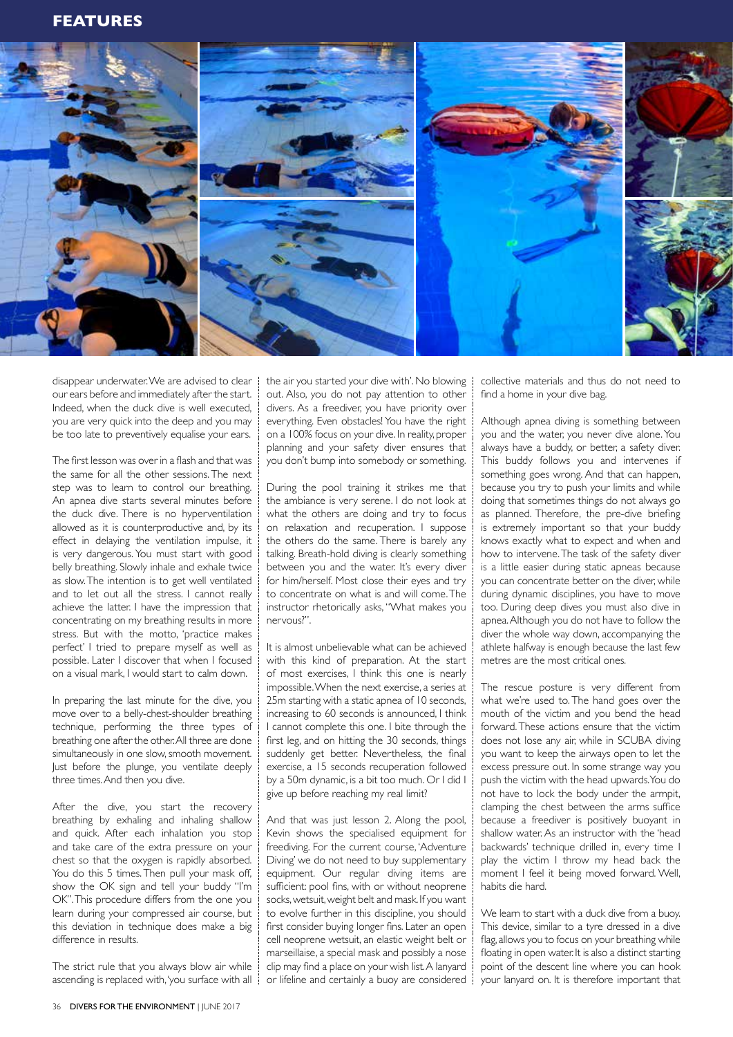disappear underwater. We are advised to clear our ears before and immediately after the start. Indeed, when the duck dive is well executed, you are very quick into the deep and you may be too late to preventively equalise your ears.

The first lesson was over in a flash and that was the same for all the other sessions. The next step was to learn to control our breathing. An apnea dive starts several minutes before the duck dive. There is no hyperventilation allowed as it is counterproductive and, by its effect in delaying the ventilation impulse, it is very dangerous. You must start with good belly breathing. Slowly inhale and exhale twice as slow. The intention is to get well ventilated and to let out all the stress. I cannot really achieve the latter. I have the impression that concentrating on my breathing results in more stress. But with the motto, 'practice makes perfect' I tried to prepare myself as well as possible. Later I discover that when I focused on a visual mark, I would start to calm down.

In preparing the last minute for the dive, you move over to a belly-chest-shoulder breathing technique, performing the three types of breathing one after the other. All three are done simultaneously in one slow, smooth movement. Just before the plunge, you ventilate deeply three times. And then you dive.

After the dive, you start the recovery breathing by exhaling and inhaling shallow and quick. After each inhalation you stop and take care of the extra pressure on your chest so that the oxygen is rapidly absorbed. You do this 5 times. Then pull your mask off, show the OK sign and tell your buddy "I'm OK". This procedure differs from the one you learn during your compressed air course, but this deviation in technique does make a big difference in results.

The strict rule that you always blow air while ascending is replaced with, 'you surface with all the air you started your dive with'. No blowing out. Also, you do not pay attention to other divers. As a freediver, you have priority over everything. Even obstacles! You have the right on a 100% focus on your dive. In reality, proper planning and your safety diver ensures that you don't bump into somebody or something.

During the pool training it strikes me that the ambiance is very serene. I do not look at what the others are doing and try to focus on relaxation and recuperation. I suppose the others do the same. There is barely any talking. Breath-hold diving is clearly something between you and the water. It's every diver for him/herself. Most close their eyes and try to concentrate on what is and will come. The instructor rhetorically asks, "What makes you nervous?".

It is almost unbelievable what can be achieved with this kind of preparation. At the start of most exercises, I think this one is nearly impossible. When the next exercise, a series at 25m starting with a static apnea of 10 seconds, increasing to 60 seconds is announced, I think I cannot complete this one. I bite through the first leg, and on hitting the 30 seconds, things suddenly get better. Nevertheless, the final exercise, a 15 seconds recuperation followed by a 50m dynamic, is a bit too much. Or I did I give up before reaching my real limit?

And that was just lesson 2. Along the pool, Kevin shows the specialised equipment for freediving. For the current course, 'Adventure Diving' we do not need to buy supplementary equipment. Our regular diving items are sufficient: pool fins, with or without neoprene socks, wetsuit, weight belt and mask. If you want to evolve further in this discipline, you should first consider buying longer fins. Later an open cell neoprene wetsuit, an elastic weight belt or marseillaise, a special mask and possibly a nose clip may find a place on your wish list. A lanyard or lifeline and certainly a buoy are considered collective materials and thus do not need to find a home in your dive bag.

Although apnea diving is something between you and the water, you never dive alone. You always have a buddy, or better, a safety diver. This buddy follows you and intervenes if something goes wrong. And that can happen, because you try to push your limits and while doing that sometimes things do not always go as planned. Therefore, the pre-dive briefing is extremely important so that your buddy knows exactly what to expect and when and how to intervene. The task of the safety diver is a little easier during static apneas because you can concentrate better on the diver, while during dynamic disciplines, you have to move too. During deep dives you must also dive in apnea. Although you do not have to follow the diver the whole way down, accompanying the athlete halfway is enough because the last few metres are the most critical ones.

The rescue posture is very different from what we're used to. The hand goes over the mouth of the victim and you bend the head forward. These actions ensure that the victim does not lose any air, while in SCUBA diving you want to keep the airways open to let the excess pressure out. In some strange way you push the victim with the head upwards. You do not have to lock the body under the armpit, clamping the chest between the arms suffice because a freediver is positively buoyant in shallow water. As an instructor with the 'head backwards' technique drilled in, every time I play the victim I throw my head back the moment I feel it being moved forward. Well, habits die hard.

We learn to start with a duck dive from a buoy. This device, similar to a tyre dressed in a dive flag, allows you to focus on your breathing while floating in open water. It is also a distinct starting point of the descent line where you can hook your lanyard on. It is therefore important that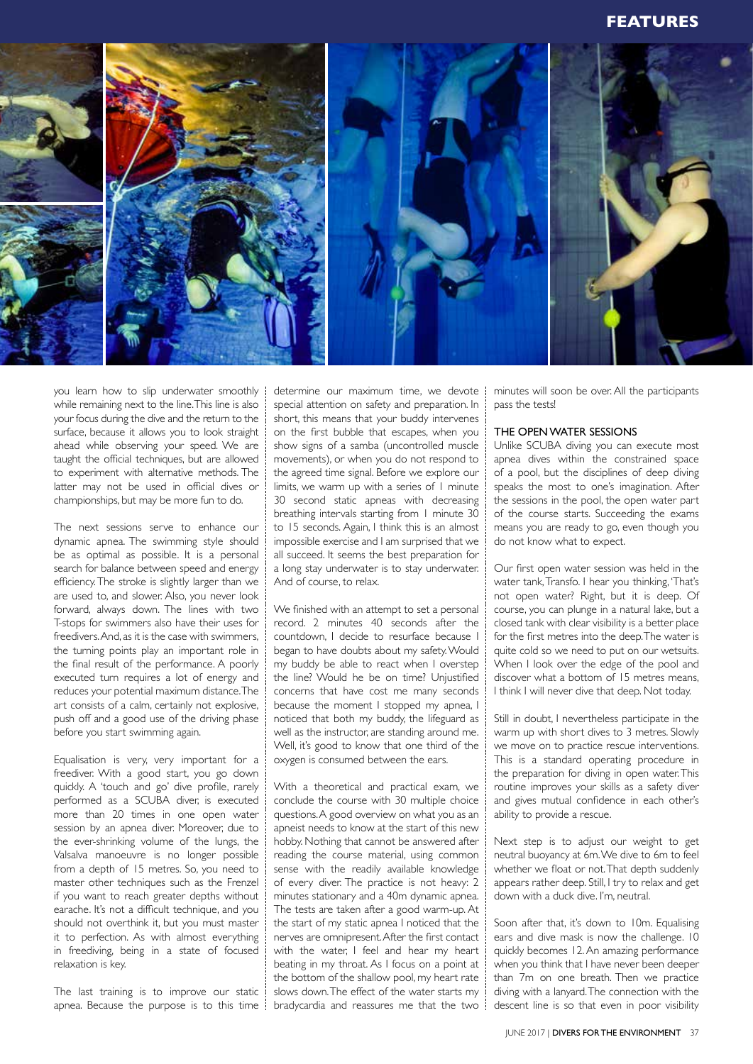you learn how to slip underwater smoothly while remaining next to the line. This line is also your focus during the dive and the return to the surface, because it allows you to look straight ahead while observing your speed. We are taught the official techniques, but are allowed to experiment with alternative methods. The latter may not be used in official dives or championships, but may be more fun to do.

The next sessions serve to enhance our dynamic apnea. The swimming style should be as optimal as possible. It is a personal search for balance between speed and energy efficiency. The stroke is slightly larger than we are used to, and slower. Also, you never look forward, always down. The lines with two T-stops for swimmers also have their uses for freedivers. And, as it is the case with swimmers, the turning points play an important role in the final result of the performance. A poorly executed turn requires a lot of energy and reduces your potential maximum distance. The art consists of a calm, certainly not explosive, push off and a good use of the driving phase before you start swimming again.

Equalisation is very, very important for a freediver. With a good start, you go down quickly. A 'touch and go' dive profile, rarely performed as a SCUBA diver, is executed more than 20 times in one open water session by an apnea diver. Moreover, due to the ever-shrinking volume of the lungs, the Valsalva manoeuvre is no longer possible from a depth of 15 metres. So, you need to master other techniques such as the Frenzel if you want to reach greater depths without earache. It's not a difficult technique, and you should not overthink it, but you must master it to perfection. As with almost everything in freediving, being in a state of focused relaxation is key.

The last training is to improve our static apnea. Because the purpose is to this time determine our maximum time, we devote special attention on safety and preparation. In short, this means that your buddy intervenes on the first bubble that escapes, when you show signs of a samba (uncontrolled muscle movements), or when you do not respond to the agreed time signal. Before we explore our limits, we warm up with a series of 1 minute 30 second static apneas with decreasing breathing intervals starting from 1 minute 30 to 15 seconds. Again, I think this is an almost impossible exercise and I am surprised that we all succeed. It seems the best preparation for a long stay underwater is to stay underwater. And of course, to relax.

We finished with an attempt to set a personal record. 2 minutes 40 seconds after the countdown, I decide to resurface because I began to have doubts about my safety. Would my buddy be able to react when I overstep the line? Would he be on time? Unjustified concerns that have cost me many seconds because the moment I stopped my apnea, I noticed that both my buddy, the lifeguard as well as the instructor, are standing around me. Well, it's good to know that one third of the oxygen is consumed between the ears.

With a theoretical and practical exam, we conclude the course with 30 multiple choice questions. A good overview on what you as an apneist needs to know at the start of this new hobby. Nothing that cannot be answered after reading the course material, using common sense with the readily available knowledge of every diver. The practice is not heavy: 2 minutes stationary and a 40m dynamic apnea. The tests are taken after a good warm-up. At the start of my static apnea I noticed that the nerves are omnipresent. After the first contact with the water, I feel and hear my heart beating in my throat. As I focus on a point at the bottom of the shallow pool, my heart rate slows down. The effect of the water starts my bradycardia and reassures me that the two minutes will soon be over. All the participants pass the tests!

### THE OPEN WATER SESSIONS

Unlike SCUBA diving you can execute most apnea dives within the constrained space of a pool, but the disciplines of deep diving speaks the most to one's imagination. After the sessions in the pool, the open water part of the course starts. Succeeding the exams means you are ready to go, even though you do not know what to expect.

Our first open water session was held in the water tank, Transfo. I hear you thinking, 'That's not open water? Right, but it is deep. Of course, you can plunge in a natural lake, but a closed tank with clear visibility is a better place for the first metres into the deep. The water is quite cold so we need to put on our wetsuits. When I look over the edge of the pool and discover what a bottom of 15 metres means, I think I will never dive that deep. Not today.

Still in doubt, I nevertheless participate in the warm up with short dives to 3 metres. Slowly we move on to practice rescue interventions. This is a standard operating procedure in the preparation for diving in open water. This routine improves your skills as a safety diver and gives mutual confidence in each other's ability to provide a rescue.

Next step is to adjust our weight to get neutral buoyancy at 6m. We dive to 6m to feel whether we float or not. That depth suddenly appears rather deep. Still, I try to relax and get down with a duck dive. I'm, neutral.

Soon after that, it's down to 10m. Equalising ears and dive mask is now the challenge. 10 quickly becomes 12. An amazing performance when you think that I have never been deeper than 7m on one breath. Then we practice diving with a lanyard. The connection with the descent line is so that even in poor visibility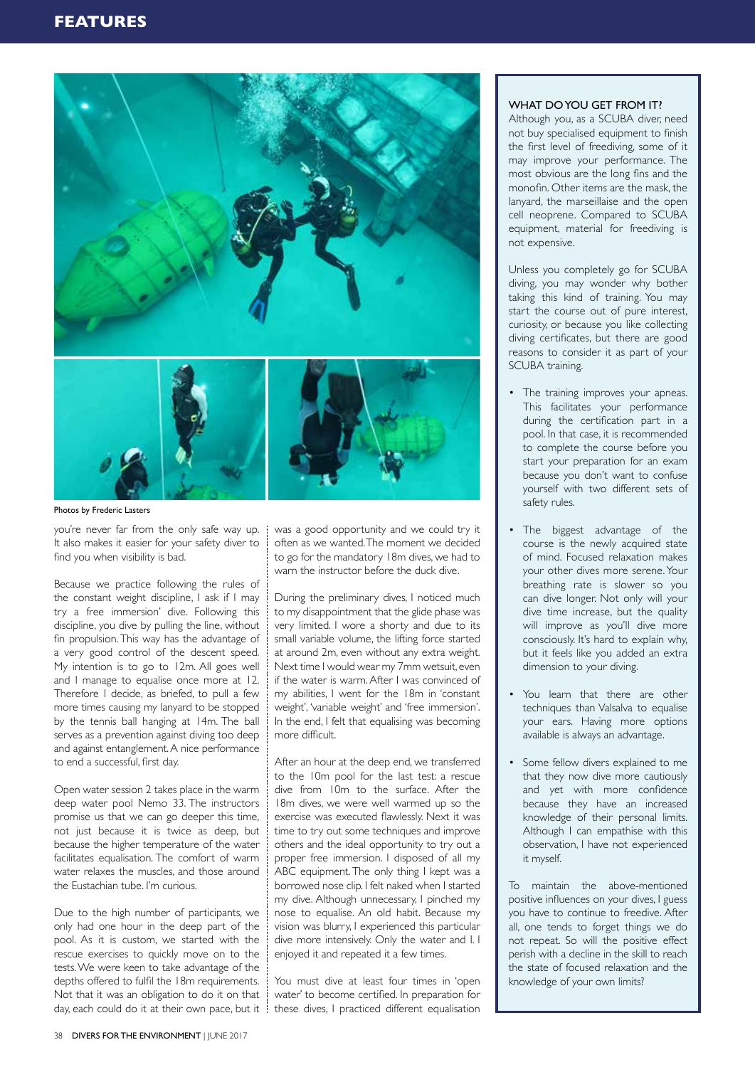Photos by Frederic Lasters

you're never far from the only safe way up. It also makes it easier for your safety diver to find you when visibility is bad.

Because we practice following the rules of the constant weight discipline, I ask if I may try a free immersion' dive. Following this discipline, you dive by pulling the line, without fin propulsion. This way has the advantage of a very good control of the descent speed. My intention is to go to 12m. All goes well and I manage to equalise once more at 12. Therefore I decide, as briefed, to pull a few more times causing my lanyard to be stopped by the tennis ball hanging at 14m. The ball serves as a prevention against diving too deep and against entanglement. A nice performance to end a successful, first day.

Open water session 2 takes place in the warm deep water pool Nemo 33. The instructors promise us that we can go deeper this time, not just because it is twice as deep, but because the higher temperature of the water facilitates equalisation. The comfort of warm water relaxes the muscles, and those around the Eustachian tube. I'm curious.

Due to the high number of participants, we only had one hour in the deep part of the pool. As it is custom, we started with the rescue exercises to quickly move on to the tests. We were keen to take advantage of the depths offered to fulfil the 18m requirements. Not that it was an obligation to do it on that day, each could do it at their own pace, but it was a good opportunity and we could try it often as we wanted. The moment we decided to go for the mandatory 18m dives, we had to warn the instructor before the duck dive.

During the preliminary dives, I noticed much to my disappointment that the glide phase was very limited. I wore a shorty and due to its small variable volume, the lifting force started at around 2m, even without any extra weight. Next time I would wear my 7mm wetsuit, even if the water is warm. After I was convinced of my abilities, I went for the 18m in 'constant weight', 'variable weight' and 'free immersion'. In the end, I felt that equalising was becoming more difficult.

After an hour at the deep end, we transferred to the 10m pool for the last test: a rescue dive from 10m to the surface. After the 18m dives, we were well warmed up so the exercise was executed flawlessly. Next it was time to try out some techniques and improve others and the ideal opportunity to try out a proper free immersion. I disposed of all my ABC equipment. The only thing I kept was a borrowed nose clip. I felt naked when I started my dive. Although unnecessary, I pinched my nose to equalise. An old habit. Because my vision was blurry, I experienced this particular dive more intensively. Only the water and I. I enjoyed it and repeated it a few times.

You must dive at least four times in 'open water' to become certified. In preparation for these dives, I practiced different equalisation

### WHAT DO YOU GET FROM IT?

Although you, as a SCUBA diver, need not buy specialised equipment to finish the first level of freediving, some of it may improve your performance. The most obvious are the long fins and the monofin. Other items are the mask, the lanyard, the marseillaise and the open cell neoprene. Compared to SCUBA equipment, material for freediving is not expensive.

Unless you completely go for SCUBA diving, you may wonder why bother taking this kind of training. You may start the course out of pure interest, curiosity, or because you like collecting diving certificates, but there are good reasons to consider it as part of your SCUBA training.

- The training improves your apneas. This facilitates your performance during the certification part in a pool. In that case, it is recommended to complete the course before you start your preparation for an exam because you don't want to confuse yourself with two different sets of safety rules.
- The biggest advantage of the course is the newly acquired state of mind. Focused relaxation makes your other dives more serene. Your breathing rate is slower so you can dive longer. Not only will your dive time increase, but the quality will improve as you'll dive more consciously. It's hard to explain why, but it feels like you added an extra dimension to your diving.
- You learn that there are other techniques than Valsalva to equalise your ears. Having more options available is always an advantage.
- Some fellow divers explained to me that they now dive more cautiously and yet with more confidence because they have an increased knowledge of their personal limits. Although I can empathise with this observation, I have not experienced it myself.

To maintain the above-mentioned positive influences on your dives, I guess you have to continue to freedive. After all, one tends to forget things we do not repeat. So will the positive effect perish with a decline in the skill to reach the state of focused relaxation and the knowledge of your own limits?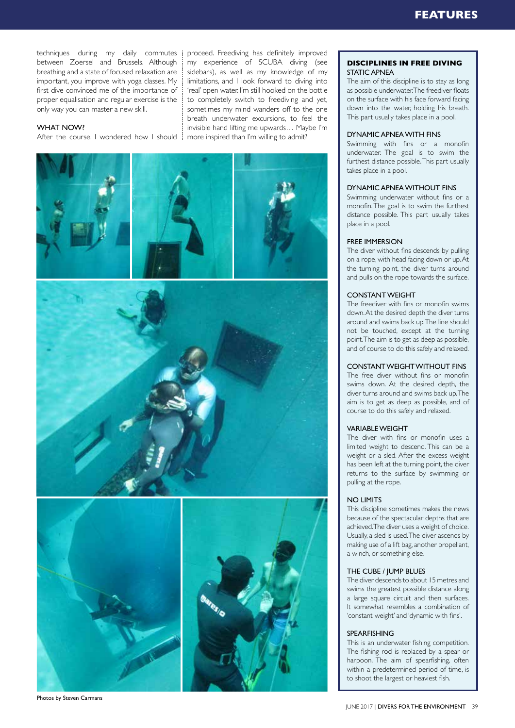techniques during my daily commutes between Zoersel and Brussels. Although breathing and a state of focused relaxation are important, you improve with yoga classes. My first dive convinced me of the importance of proper equalisation and regular exercise is the only way you can master a new skill.

## WHAT NOW?

After the course, I wondered how I should proceed. Freediving has definitely improved my experience of SCUBA diving (see sidebars), as well as my knowledge of my limitations, and I look forward to diving into 'real' open water. I'm still hooked on the bottle to completely switch to freediving and yet, sometimes my mind wanders off to the one breath underwater excursions, to feel the invisible hand lifting me upwards… Maybe I'm more inspired than I'm willing to admit?

Photos by Steven Carmans

## DISCIPLINES IN FREE DIVING

### STATIC APNEA

The aim of this discipline is to stay as long as possible underwater. The freediver floats on the surface with his face forward facing down into the water, holding his breath. This part usually takes place in a pool.

### DYNAMIC APNEA WITH FINS

Swimming with fins or a monofin underwater. The goal is to swim the furthest distance possible. This part usually takes place in a pool.

### DYNAMIC APNEA WITHOUT FINS

Swimming underwater without fins or a monofin. The goal is to swim the furthest distance possible. This part usually takes place in a pool.

### FREE IMMERSION

The diver without fins descends by pulling on a rope, with head facing down or up. At the turning point, the diver turns around and pulls on the rope towards the surface.

### CONSTANT WEIGHT

The freediver with fins or monofin swims down. At the desired depth the diver turns around and swims back up. The line should not be touched, except at the turning point. The aim is to get as deep as possible, and of course to do this safely and relaxed.

### CONSTANT WEIGHT WITHOUT FINS

The free diver without fins or monofin swims down. At the desired depth, the diver turns around and swims back up. The aim is to get as deep as possible, and of course to do this safely and relaxed.

### VARIABLE WEIGHT

The diver with fins or monofin uses a limited weight to descend. This can be a weight or a sled. After the excess weight has been left at the turning point, the diver returns to the surface by swimming or pulling at the rope.

### NO LIMITS

This discipline sometimes makes the news because of the spectacular depths that are achieved. The diver uses a weight of choice. Usually, a sled is used. The diver ascends by making use of a lift bag, another propellant, a winch, or something else.

### THE CUBE / JUMP BLUES

The diver descends to about 15 metres and swims the greatest possible distance along a large square circuit and then surfaces. It somewhat resembles a combination of 'constant weight' and 'dynamic with fins'.

### SPEARFISHING

This is an underwater fishing competition. The fishing rod is replaced by a spear or harpoon. The aim of spearfishing, often within a predetermined period of time, is to shoot the largest or heaviest fish.